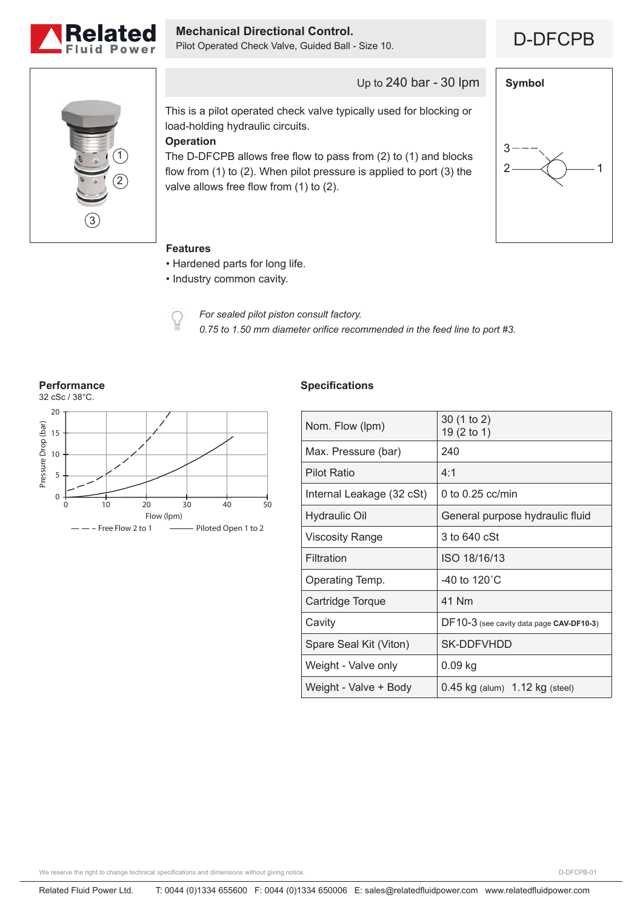# Mechanical Directional Control.

Pilot Operated Check Valve, Guided Ball - Size 10.

## D-DFCPB

Up to 240 bar - 30 lpm

This is a pilot operated check valve typically used for blocking or load-holding hydraulic circuits.

**Operation**

The D-DFCPB allows free flow to pass from (2) to (1) and blocks flow from (1) to (2). When pilot pressure is applied to port (3) the valve allows free flow from (1) to (2).

### Symbol

### Features

- Hardened parts for long life.
- Industry common cavity.

*For sealed pilot piston consult factory.*
*0.75 to 1.50 mm diameter orifice recommended in the feed line to port #3.*

### Performance

32 cSc / 38°C.

Pressure Drop (bar) vs Flow (lpm)

— — — Free Flow 2 to 1 ——— Piloted Open 1 to 2

### Specifications

| | |
|---|---|
| Nom. Flow (lpm) | 30 (1 to 2)<br>19 (2 to 1) |
| Max. Pressure (bar) | 240 |
| Pilot Ratio | 4:1 |
| Internal Leakage (32 cSt) | 0 to 0.25 cc/min |
| Hydraulic Oil | General purpose hydraulic fluid |
| Viscosity Range | 3 to 640 cSt |
| Filtration | ISO 18/16/13 |
| Operating Temp. | -40 to 120˚C |
| Cartridge Torque | 41 Nm |
| Cavity | DF10-3 (see cavity data page **CAV-DF10-3**) |
| Spare Seal Kit (Viton) | SK-DDFVHDD |
| Weight - Valve only | 0.09 kg |
| Weight - Valve + Body | 0.45 kg (alum) 1.12 kg (steel) |

We reserve the right to change technical specifications and dimensions without giving notice.

Related Fluid Power Ltd. T: 0044 (0)1334 655600 F: 0044 (0)1334 650006 E: sales@relatedfluidpower.com www.relatedfluidpower.com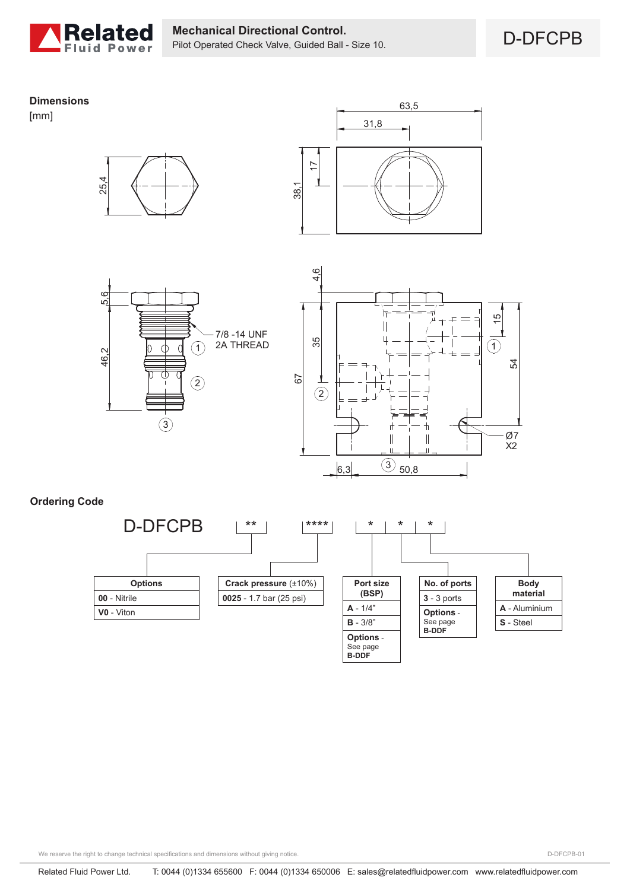## Dimensions

[mm]

63,5
31,8
25,4
17
38,1
4,6
5,6
46,2
7/8 -14 UNF
2A THREAD
1
2
3
35
67
15
54
Ø7
X2
6,3
50,8

## Ordering Code

D-DFCPB ** **** * * *

| Options |
|---|
| **00** - Nitrile |
| **V0** - Viton |

| Crack pressure (±10%) |
|---|
| **0025** - 1.7 bar (25 psi) |

| Port size (BSP) |
|---|
| **A** - 1/4" |
| **B** - 3/8" |
| **Options** - See page **B-DDF** |

| No. of ports |
|---|
| **3** - 3 ports |
| **Options** - See page **B-DDF** |

| Body material |
|---|
| **A** - Aluminium |
| **S** - Steel |

We reserve the right to change technical specifications and dimensions without giving notice.

D-DFCPB-01